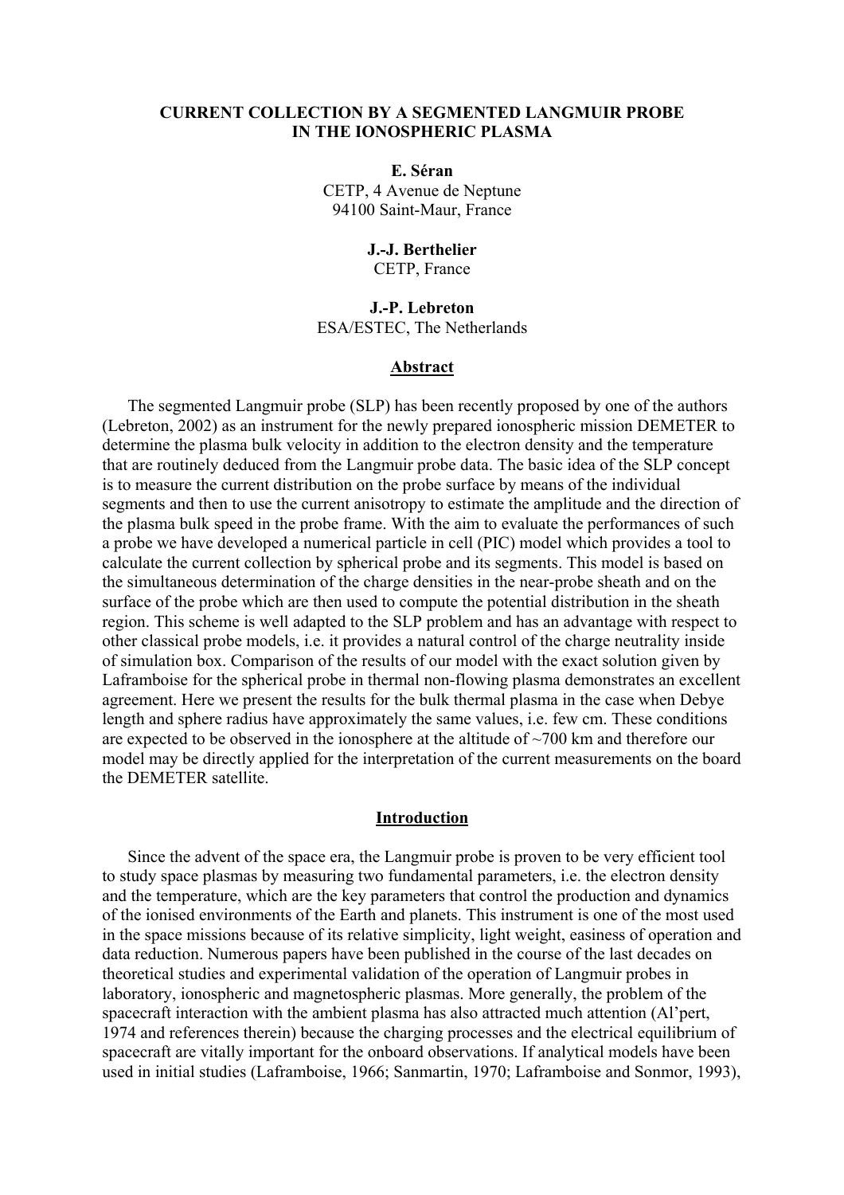# CURRENT COLLECTION BY A SEGMENTED LANGMUIR PROBE IN THE IONOSPHERIC PLASMA

**E. Séran**
CETP, 4 Avenue de Neptune
94100 Saint-Maur, France

**J.-J. Berthelier**
CETP, France

**J.-P. Lebreton**
ESA/ESTEC, The Netherlands

## Abstract

The segmented Langmuir probe (SLP) has been recently proposed by one of the authors (Lebreton, 2002) as an instrument for the newly prepared ionospheric mission DEMETER to determine the plasma bulk velocity in addition to the electron density and the temperature that are routinely deduced from the Langmuir probe data. The basic idea of the SLP concept is to measure the current distribution on the probe surface by means of the individual segments and then to use the current anisotropy to estimate the amplitude and the direction of the plasma bulk speed in the probe frame. With the aim to evaluate the performances of such a probe we have developed a numerical particle in cell (PIC) model which provides a tool to calculate the current collection by spherical probe and its segments. This model is based on the simultaneous determination of the charge densities in the near-probe sheath and on the surface of the probe which are then used to compute the potential distribution in the sheath region. This scheme is well adapted to the SLP problem and has an advantage with respect to other classical probe models, i.e. it provides a natural control of the charge neutrality inside of simulation box. Comparison of the results of our model with the exact solution given by Laframboise for the spherical probe in thermal non-flowing plasma demonstrates an excellent agreement. Here we present the results for the bulk thermal plasma in the case when Debye length and sphere radius have approximately the same values, i.e. few cm. These conditions are expected to be observed in the ionosphere at the altitude of ~700 km and therefore our model may be directly applied for the interpretation of the current measurements on the board the DEMETER satellite.

## Introduction

Since the advent of the space era, the Langmuir probe is proven to be very efficient tool to study space plasmas by measuring two fundamental parameters, i.e. the electron density and the temperature, which are the key parameters that control the production and dynamics of the ionised environments of the Earth and planets. This instrument is one of the most used in the space missions because of its relative simplicity, light weight, easiness of operation and data reduction. Numerous papers have been published in the course of the last decades on theoretical studies and experimental validation of the operation of Langmuir probes in laboratory, ionospheric and magnetospheric plasmas. More generally, the problem of the spacecraft interaction with the ambient plasma has also attracted much attention (Al'pert, 1974 and references therein) because the charging processes and the electrical equilibrium of spacecraft are vitally important for the onboard observations. If analytical models have been used in initial studies (Laframboise, 1966; Sanmartin, 1970; Laframboise and Sonmor, 1993),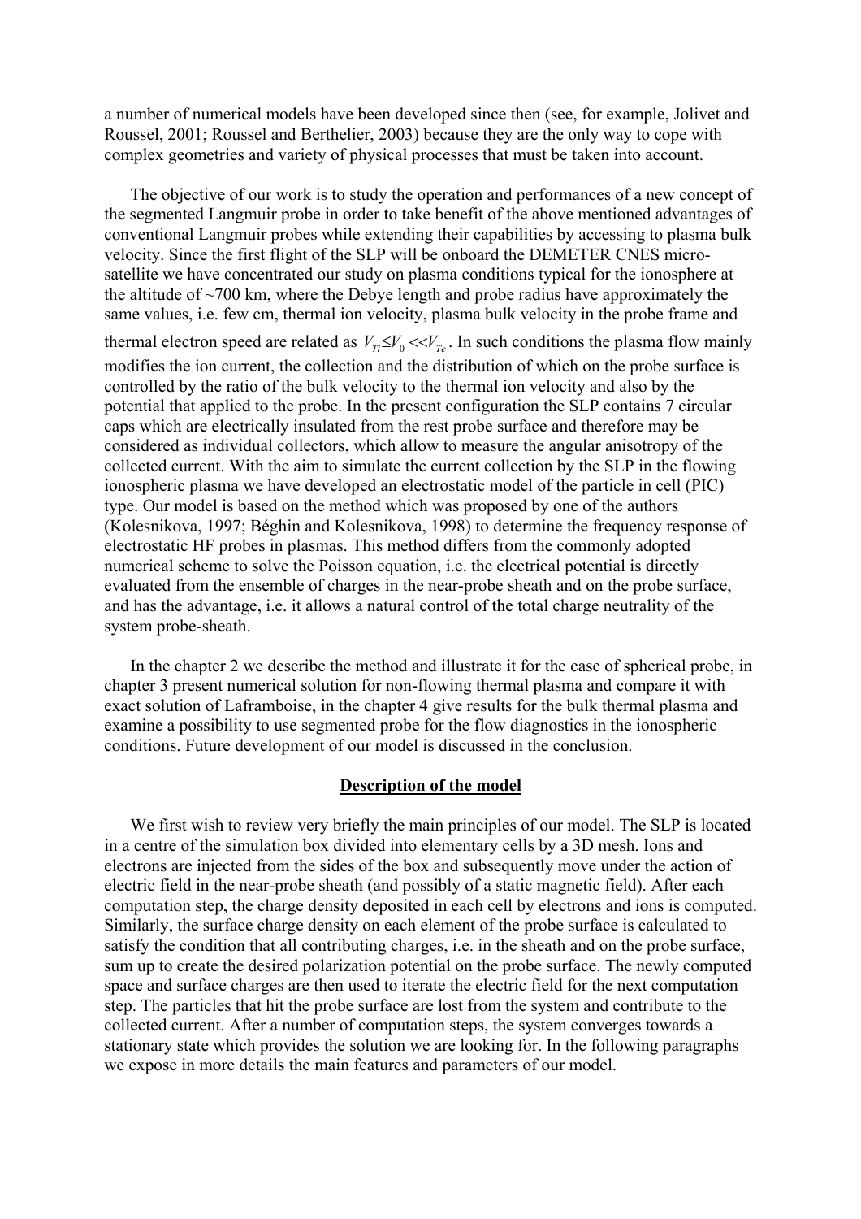a number of numerical models have been developed since then (see, for example, Jolivet and Roussel, 2001; Roussel and Berthelier, 2003) because they are the only way to cope with complex geometries and variety of physical processes that must be taken into account.

The objective of our work is to study the operation and performances of a new concept of the segmented Langmuir probe in order to take benefit of the above mentioned advantages of conventional Langmuir probes while extending their capabilities by accessing to plasma bulk velocity. Since the first flight of the SLP will be onboard the DEMETER CNES micro-satellite we have concentrated our study on plasma conditions typical for the ionosphere at the altitude of ~700 km, where the Debye length and probe radius have approximately the same values, i.e. few cm, thermal ion velocity, plasma bulk velocity in the probe frame and thermal electron speed are related as $V_{Ti} \leq V_0 << V_{Te}$. In such conditions the plasma flow mainly modifies the ion current, the collection and the distribution of which on the probe surface is controlled by the ratio of the bulk velocity to the thermal ion velocity and also by the potential that applied to the probe. In the present configuration the SLP contains 7 circular caps which are electrically insulated from the rest probe surface and therefore may be considered as individual collectors, which allow to measure the angular anisotropy of the collected current. With the aim to simulate the current collection by the SLP in the flowing ionospheric plasma we have developed an electrostatic model of the particle in cell (PIC) type. Our model is based on the method which was proposed by one of the authors (Kolesnikova, 1997; Béghin and Kolesnikova, 1998) to determine the frequency response of electrostatic HF probes in plasmas. This method differs from the commonly adopted numerical scheme to solve the Poisson equation, i.e. the electrical potential is directly evaluated from the ensemble of charges in the near-probe sheath and on the probe surface, and has the advantage, i.e. it allows a natural control of the total charge neutrality of the system probe-sheath.

In the chapter 2 we describe the method and illustrate it for the case of spherical probe, in chapter 3 present numerical solution for non-flowing thermal plasma and compare it with exact solution of Laframboise, in the chapter 4 give results for the bulk thermal plasma and examine a possibility to use segmented probe for the flow diagnostics in the ionospheric conditions. Future development of our model is discussed in the conclusion.

## Description of the model

We first wish to review very briefly the main principles of our model. The SLP is located in a centre of the simulation box divided into elementary cells by a 3D mesh. Ions and electrons are injected from the sides of the box and subsequently move under the action of electric field in the near-probe sheath (and possibly of a static magnetic field). After each computation step, the charge density deposited in each cell by electrons and ions is computed. Similarly, the surface charge density on each element of the probe surface is calculated to satisfy the condition that all contributing charges, i.e. in the sheath and on the probe surface, sum up to create the desired polarization potential on the probe surface. The newly computed space and surface charges are then used to iterate the electric field for the next computation step. The particles that hit the probe surface are lost from the system and contribute to the collected current. After a number of computation steps, the system converges towards a stationary state which provides the solution we are looking for. In the following paragraphs we expose in more details the main features and parameters of our model.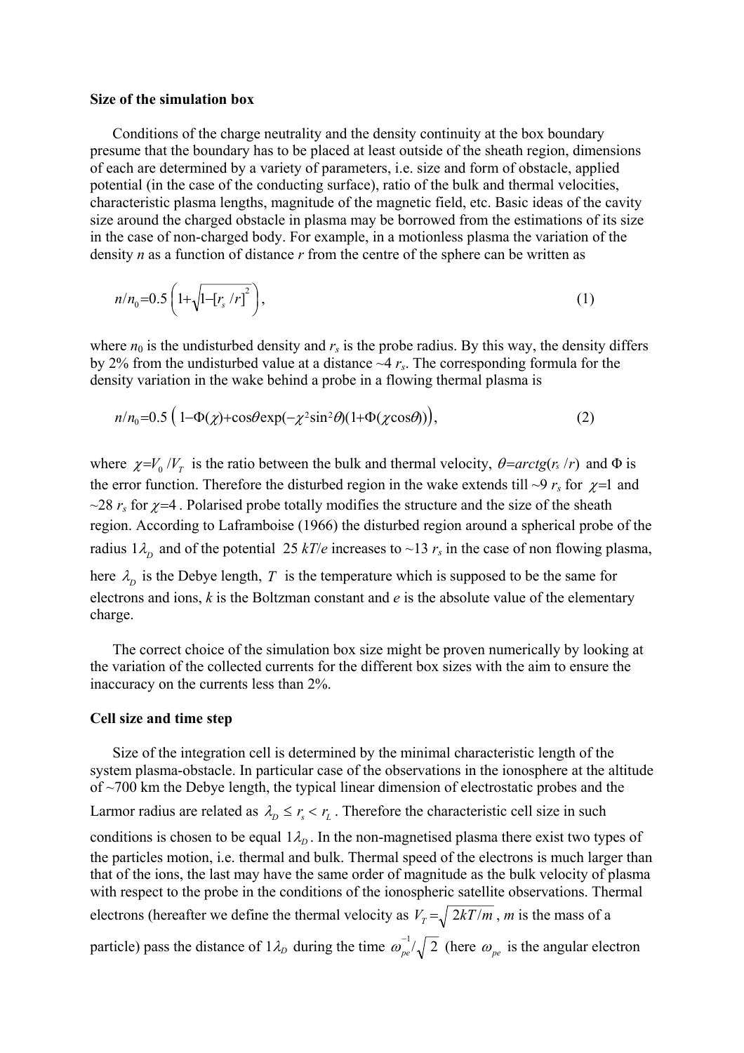**Size of the simulation box**

Conditions of the charge neutrality and the density continuity at the box boundary presume that the boundary has to be placed at least outside of the sheath region, dimensions of each are determined by a variety of parameters, i.e. size and form of obstacle, applied potential (in the case of the conducting surface), ratio of the bulk and thermal velocities, characteristic plasma lengths, magnitude of the magnetic field, etc. Basic ideas of the cavity size around the charged obstacle in plasma may be borrowed from the estimations of its size in the case of non-charged body. For example, in a motionless plasma the variation of the density $n$ as a function of distance $r$ from the centre of the sphere can be written as

$$n/n_0 = 0.5\left(1 + \sqrt{1 - [r_s/r]^2}\right), \tag{1}$$

where $n_0$ is the undisturbed density and $r_s$ is the probe radius. By this way, the density differs by 2% from the undisturbed value at a distance ~4 $r_s$. The corresponding formula for the density variation in the wake behind a probe in a flowing thermal plasma is

$$n/n_0 = 0.5\left(1 - \Phi(\chi) + \cos\theta \exp(-\chi^2 \sin^2\theta)(1 + \Phi(\chi\cos\theta))\right), \tag{2}$$

where $\chi = V_0/V_T$ is the ratio between the bulk and thermal velocity, $\theta = arctg(r_s/r)$ and $\Phi$ is the error function. Therefore the disturbed region in the wake extends till ~9 $r_s$ for $\chi = 1$ and ~28 $r_s$ for $\chi = 4$ . Polarised probe totally modifies the structure and the size of the sheath region. According to Laframboise (1966) the disturbed region around a spherical probe of the radius $1\lambda_D$ and of the potential 25 $kT/e$ increases to ~13 $r_s$ in the case of non flowing plasma, here $\lambda_D$ is the Debye length, $T$ is the temperature which is supposed to be the same for electrons and ions, $k$ is the Boltzman constant and $e$ is the absolute value of the elementary charge.

The correct choice of the simulation box size might be proven numerically by looking at the variation of the collected currents for the different box sizes with the aim to ensure the inaccuracy on the currents less than 2%.

**Cell size and time step**

Size of the integration cell is determined by the minimal characteristic length of the system plasma-obstacle. In particular case of the observations in the ionosphere at the altitude of ~700 km the Debye length, the typical linear dimension of electrostatic probes and the Larmor radius are related as $\lambda_D \le r_s < r_L$ . Therefore the characteristic cell size in such conditions is chosen to be equal $1\lambda_D$. In the non-magnetised plasma there exist two types of the particles motion, i.e. thermal and bulk. Thermal speed of the electrons is much larger than that of the ions, the last may have the same order of magnitude as the bulk velocity of plasma with respect to the probe in the conditions of the ionospheric satellite observations. Thermal electrons (hereafter we define the thermal velocity as $V_T = \sqrt{2kT/m}$ , $m$ is the mass of a particle) pass the distance of $1\lambda_D$ during the time $\omega_{pe}^{-1}/\sqrt{2}$ (here $\omega_{pe}$ is the angular electron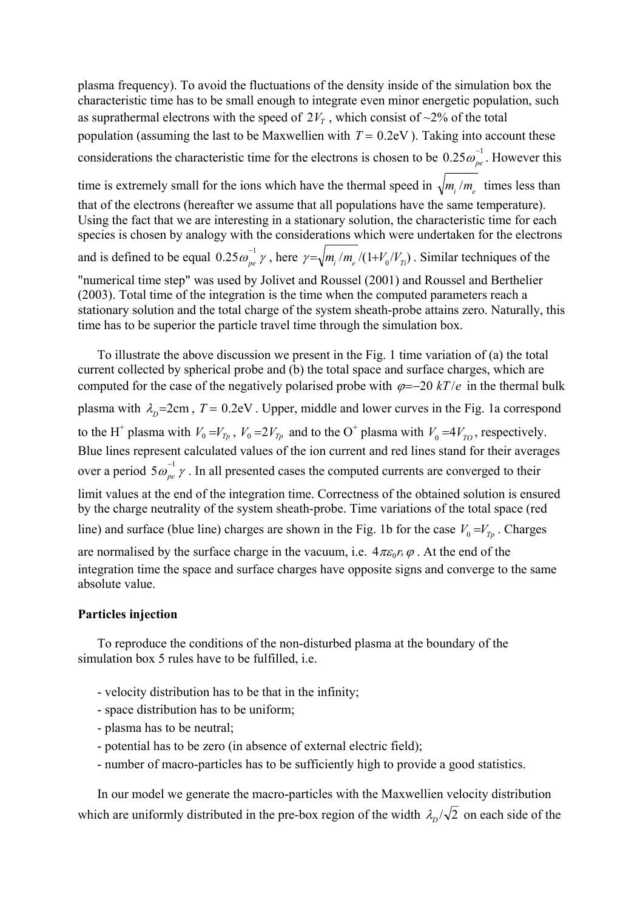plasma frequency). To avoid the fluctuations of the density inside of the simulation box the characteristic time has to be small enough to integrate even minor energetic population, such as suprathermal electrons with the speed of $2V_T$, which consist of ~2% of the total population (assuming the last to be Maxwellien with $T = 0.2\text{eV}$). Taking into account these considerations the characteristic time for the electrons is chosen to be $0.25\omega_{pe}^{-1}$. However this time is extremely small for the ions which have the thermal speed in $\sqrt{m_i/m_e}$ times less than that of the electrons (hereafter we assume that all populations have the same temperature). Using the fact that we are interesting in a stationary solution, the characteristic time for each species is chosen by analogy with the considerations which were undertaken for the electrons and is defined to be equal $0.25\omega_{pe}^{-1}\gamma$, here $\gamma = \sqrt{m_i/m_e}/(1+V_0/V_{Ti})$. Similar techniques of the "numerical time step" was used by Jolivet and Roussel (2001) and Roussel and Berthelier (2003). Total time of the integration is the time when the computed parameters reach a stationary solution and the total charge of the system sheath-probe attains zero. Naturally, this time has to be superior the particle travel time through the simulation box.

To illustrate the above discussion we present in the Fig. 1 time variation of (a) the total current collected by spherical probe and (b) the total space and surface charges, which are computed for the case of the negatively polarised probe with $\varphi = -20\ kT/e$ in the thermal bulk plasma with $\lambda_D = 2\text{cm}$, $T = 0.2\text{eV}$. Upper, middle and lower curves in the Fig. 1a correspond to the $H^+$ plasma with $V_0 = V_{Tp}$, $V_0 = 2V_{Tp}$ and to the $O^+$ plasma with $V_0 = 4V_{TO}$, respectively. Blue lines represent calculated values of the ion current and red lines stand for their averages over a period $5\omega_{pe}^{-1}\gamma$. In all presented cases the computed currents are converged to their limit values at the end of the integration time. Correctness of the obtained solution is ensured by the charge neutrality of the system sheath-probe. Time variations of the total space (red line) and surface (blue line) charges are shown in the Fig. 1b for the case $V_0 = V_{Tp}$. Charges are normalised by the surface charge in the vacuum, i.e. $4\pi\varepsilon_0 r_s \varphi$. At the end of the integration time the space and surface charges have opposite signs and converge to the same absolute value.

**Particles injection**

To reproduce the conditions of the non-disturbed plasma at the boundary of the simulation box 5 rules have to be fulfilled, i.e.

- velocity distribution has to be that in the infinity;
- space distribution has to be uniform;
- plasma has to be neutral;
- potential has to be zero (in absence of external electric field);
- number of macro-particles has to be sufficiently high to provide a good statistics.

In our model we generate the macro-particles with the Maxwellien velocity distribution which are uniformly distributed in the pre-box region of the width $\lambda_D/\sqrt{2}$ on each side of the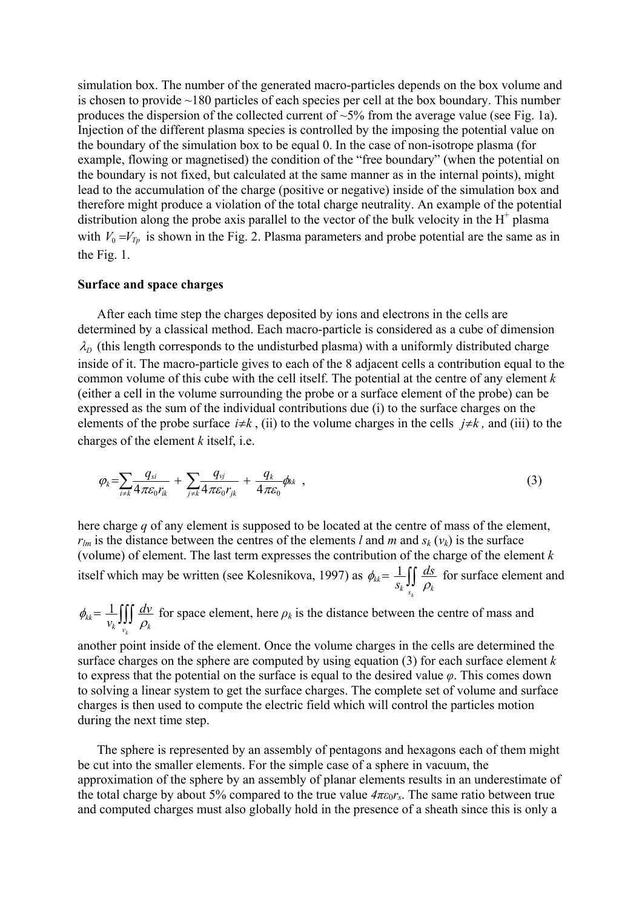simulation box. The number of the generated macro-particles depends on the box volume and is chosen to provide ~180 particles of each species per cell at the box boundary. This number produces the dispersion of the collected current of ~5% from the average value (see Fig. 1a). Injection of the different plasma species is controlled by the imposing the potential value on the boundary of the simulation box to be equal 0. In the case of non-isotrope plasma (for example, flowing or magnetised) the condition of the "free boundary" (when the potential on the boundary is not fixed, but calculated at the same manner as in the internal points), might lead to the accumulation of the charge (positive or negative) inside of the simulation box and therefore might produce a violation of the total charge neutrality. An example of the potential distribution along the probe axis parallel to the vector of the bulk velocity in the $H^+$ plasma with $V_0 = V_{Tp}$ is shown in the Fig. 2. Plasma parameters and probe potential are the same as in the Fig. 1.

**Surface and space charges**

After each time step the charges deposited by ions and electrons in the cells are determined by a classical method. Each macro-particle is considered as a cube of dimension $\lambda_D$ (this length corresponds to the undisturbed plasma) with a uniformly distributed charge inside of it. The macro-particle gives to each of the 8 adjacent cells a contribution equal to the common volume of this cube with the cell itself. The potential at the centre of any element $k$ (either a cell in the volume surrounding the probe or a surface element of the probe) can be expressed as the sum of the individual contributions due (i) to the surface charges on the elements of the probe surface $i \neq k$, (ii) to the volume charges in the cells $j \neq k$, and (iii) to the charges of the element $k$ itself, i.e.

$$\varphi_k = \sum_{i \neq k} \frac{q_{si}}{4\pi\varepsilon_0 r_{ik}} + \sum_{j \neq k} \frac{q_{vj}}{4\pi\varepsilon_0 r_{jk}} + \frac{q_k}{4\pi\varepsilon_0} \phi_{kk} \quad , \tag{3}$$

here charge $q$ of any element is supposed to be located at the centre of mass of the element, $r_{lm}$ is the distance between the centres of the elements $l$ and $m$ and $s_k$ ($v_k$) is the surface (volume) of element. The last term expresses the contribution of the charge of the element $k$ itself which may be written (see Kolesnikova, 1997) as $\phi_{kk} = \frac{1}{s_k} \iint_{s_k} \frac{ds}{\rho_k}$ for surface element and $\phi_{kk} = \frac{1}{v_k} \iiint_{v_k} \frac{dv}{\rho_k}$ for space element, here $\rho_k$ is the distance between the centre of mass and another point inside of the element. Once the volume charges in the cells are determined the surface charges on the sphere are computed by using equation (3) for each surface element $k$ to express that the potential on the surface is equal to the desired value $\varphi$. This comes down to solving a linear system to get the surface charges. The complete set of volume and surface charges is then used to compute the electric field which will control the particles motion during the next time step.

The sphere is represented by an assembly of pentagons and hexagons each of them might be cut into the smaller elements. For the simple case of a sphere in vacuum, the approximation of the sphere by an assembly of planar elements results in an underestimate of the total charge by about 5% compared to the true value $4\pi\varepsilon_0 r_s$. The same ratio between true and computed charges must also globally hold in the presence of a sheath since this is only a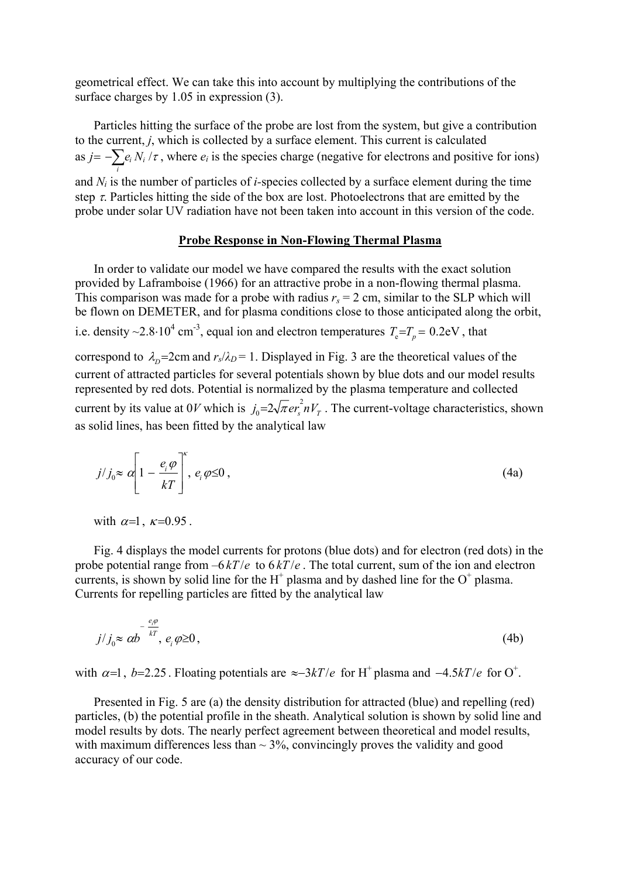geometrical effect. We can take this into account by multiplying the contributions of the surface charges by 1.05 in expression (3).

Particles hitting the surface of the probe are lost from the system, but give a contribution to the current, $j$, which is collected by a surface element. This current is calculated as $j=-\sum_i e_i N_i/\tau$, where $e_i$ is the species charge (negative for electrons and positive for ions) and $N_i$ is the number of particles of $i$-species collected by a surface element during the time step $\tau$. Particles hitting the side of the box are lost. Photoelectrons that are emitted by the probe under solar UV radiation have not been taken into account in this version of the code.

## Probe Response in Non-Flowing Thermal Plasma

In order to validate our model we have compared the results with the exact solution provided by Laframboise (1966) for an attractive probe in a non-flowing thermal plasma. This comparison was made for a probe with radius $r_s = 2$ cm, similar to the SLP which will be flown on DEMETER, and for plasma conditions close to those anticipated along the orbit, i.e. density ~$2.8 \cdot 10^4$ cm$^{-3}$, equal ion and electron temperatures $T_e = T_p = 0.2$eV, that correspond to $\lambda_D = 2$cm and $r_s/\lambda_D = 1$. Displayed in Fig. 3 are the theoretical values of the current of attracted particles for several potentials shown by blue dots and our model results represented by red dots. Potential is normalized by the plasma temperature and collected current by its value at 0$V$ which is $j_0 = 2\sqrt{\pi} e r_s^2 n V_T$. The current-voltage characteristics, shown as solid lines, has been fitted by the analytical law

$$j/j_0 \approx \alpha\left[1-\frac{e_i\varphi}{kT}\right]^{\kappa},\; e_i\varphi \leq 0\,, \tag{4a}$$

with $\alpha=1$, $\kappa=0.95$.

Fig. 4 displays the model currents for protons (blue dots) and for electron (red dots) in the probe potential range from $-6\,kT/e$ to $6\,kT/e$. The total current, sum of the ion and electron currents, is shown by solid line for the $H^+$ plasma and by dashed line for the $O^+$ plasma. Currents for repelling particles are fitted by the analytical law

$$j/j_0 \approx \alpha b^{-\frac{e_i\varphi}{kT}},\; e_i\varphi \geq 0\,, \tag{4b}$$

with $\alpha=1$, $b=2.25$. Floating potentials are $\approx -3kT/e$ for $H^+$ plasma and $-4.5kT/e$ for $O^+$.

Presented in Fig. 5 are (a) the density distribution for attracted (blue) and repelling (red) particles, (b) the potential profile in the sheath. Analytical solution is shown by solid line and model results by dots. The nearly perfect agreement between theoretical and model results, with maximum differences less than ~ 3%, convincingly proves the validity and good accuracy of our code.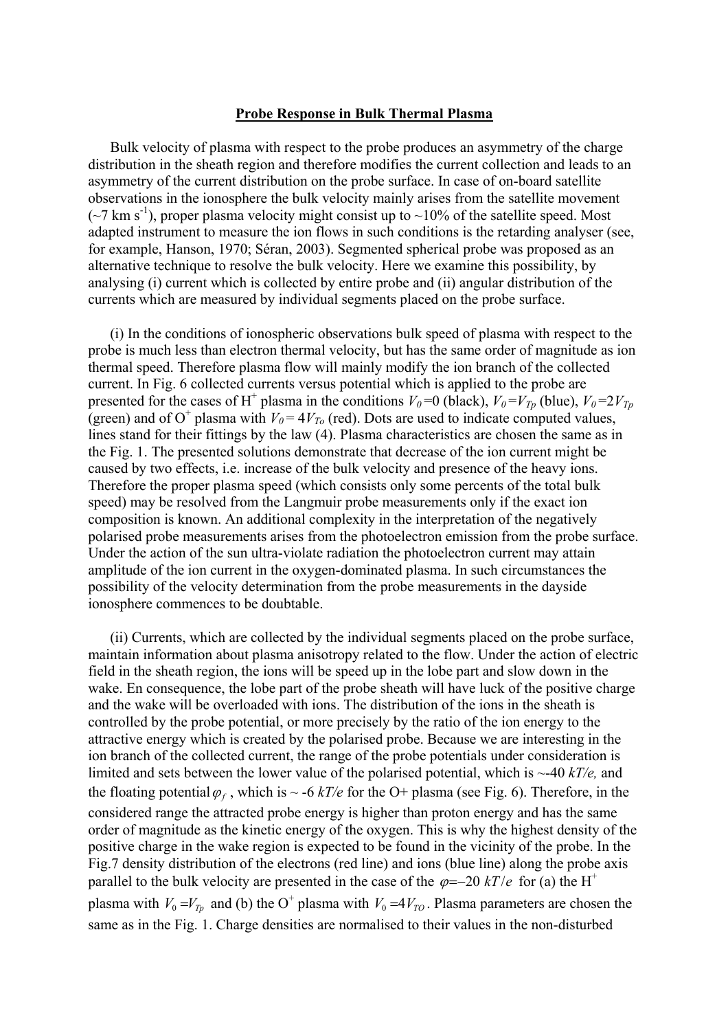## Probe Response in Bulk Thermal Plasma

Bulk velocity of plasma with respect to the probe produces an asymmetry of the charge distribution in the sheath region and therefore modifies the current collection and leads to an asymmetry of the current distribution on the probe surface. In case of on-board satellite observations in the ionosphere the bulk velocity mainly arises from the satellite movement (~7 km s$^{-1}$), proper plasma velocity might consist up to ~10% of the satellite speed. Most adapted instrument to measure the ion flows in such conditions is the retarding analyser (see, for example, Hanson, 1970; Séran, 2003). Segmented spherical probe was proposed as an alternative technique to resolve the bulk velocity. Here we examine this possibility, by analysing (i) current which is collected by entire probe and (ii) angular distribution of the currents which are measured by individual segments placed on the probe surface.

(i) In the conditions of ionospheric observations bulk speed of plasma with respect to the probe is much less than electron thermal velocity, but has the same order of magnitude as ion thermal speed. Therefore plasma flow will mainly modify the ion branch of the collected current. In Fig. 6 collected currents versus potential which is applied to the probe are presented for the cases of $H^+$ plasma in the conditions $V_0=0$ (black), $V_0=V_{Tp}$ (blue), $V_0=2V_{Tp}$ (green) and of $O^+$ plasma with $V_0=4V_{To}$ (red). Dots are used to indicate computed values, lines stand for their fittings by the law (4). Plasma characteristics are chosen the same as in the Fig. 1. The presented solutions demonstrate that decrease of the ion current might be caused by two effects, i.e. increase of the bulk velocity and presence of the heavy ions. Therefore the proper plasma speed (which consists only some percents of the total bulk speed) may be resolved from the Langmuir probe measurements only if the exact ion composition is known. An additional complexity in the interpretation of the negatively polarised probe measurements arises from the photoelectron emission from the probe surface. Under the action of the sun ultra-violate radiation the photoelectron current may attain amplitude of the ion current in the oxygen-dominated plasma. In such circumstances the possibility of the velocity determination from the probe measurements in the dayside ionosphere commences to be doubtable.

(ii) Currents, which are collected by the individual segments placed on the probe surface, maintain information about plasma anisotropy related to the flow. Under the action of electric field in the sheath region, the ions will be speed up in the lobe part and slow down in the wake. En consequence, the lobe part of the probe sheath will have luck of the positive charge and the wake will be overloaded with ions. The distribution of the ions in the sheath is controlled by the probe potential, or more precisely by the ratio of the ion energy to the attractive energy which is created by the polarised probe. Because we are interesting in the ion branch of the collected current, the range of the probe potentials under consideration is limited and sets between the lower value of the polarised potential, which is ~-40 *kT/e,* and the floating potential $\varphi_f$ , which is ~ -6 *kT/e* for the O+ plasma (see Fig. 6). Therefore, in the considered range the attracted probe energy is higher than proton energy and has the same order of magnitude as the kinetic energy of the oxygen. This is why the highest density of the positive charge in the wake region is expected to be found in the vicinity of the probe. In the Fig.7 density distribution of the electrons (red line) and ions (blue line) along the probe axis parallel to the bulk velocity are presented in the case of the $\varphi=-20\ kT/e$ for (a) the $H^+$ plasma with $V_0=V_{Tp}$ and (b) the $O^+$ plasma with $V_0=4V_{TO}$. Plasma parameters are chosen the same as in the Fig. 1. Charge densities are normalised to their values in the non-disturbed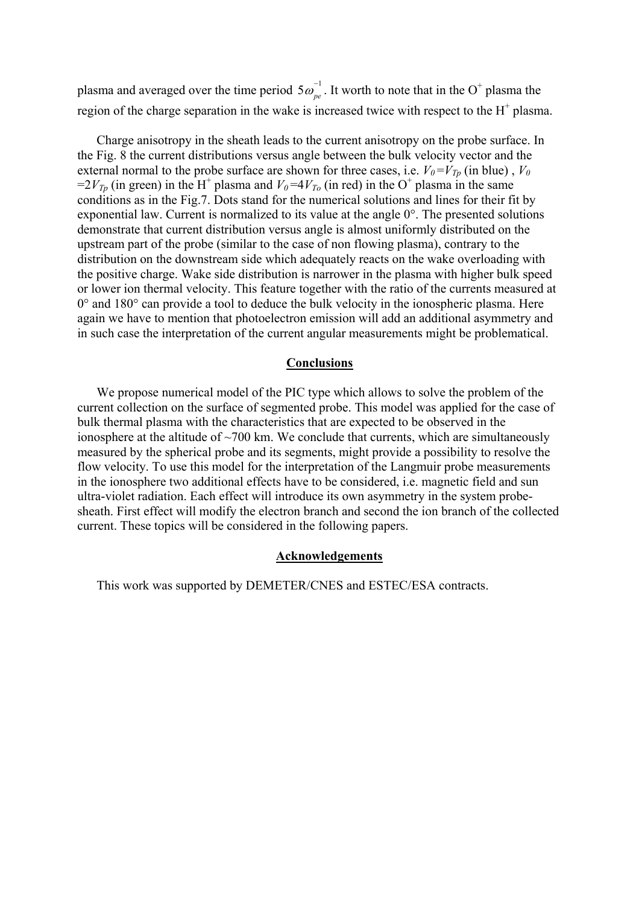plasma and averaged over the time period $5\omega_{pe}^{-1}$. It worth to note that in the $O^+$ plasma the region of the charge separation in the wake is increased twice with respect to the $H^+$ plasma.

Charge anisotropy in the sheath leads to the current anisotropy on the probe surface. In the Fig. 8 the current distributions versus angle between the bulk velocity vector and the external normal to the probe surface are shown for three cases, i.e. $V_0=V_{Tp}$ (in blue) , $V_0=2V_{Tp}$ (in green) in the $H^+$ plasma and $V_0=4V_{To}$ (in red) in the $O^+$ plasma in the same conditions as in the Fig.7. Dots stand for the numerical solutions and lines for their fit by exponential law. Current is normalized to its value at the angle 0°. The presented solutions demonstrate that current distribution versus angle is almost uniformly distributed on the upstream part of the probe (similar to the case of non flowing plasma), contrary to the distribution on the downstream side which adequately reacts on the wake overloading with the positive charge. Wake side distribution is narrower in the plasma with higher bulk speed or lower ion thermal velocity. This feature together with the ratio of the currents measured at 0° and 180° can provide a tool to deduce the bulk velocity in the ionospheric plasma. Here again we have to mention that photoelectron emission will add an additional asymmetry and in such case the interpretation of the current angular measurements might be problematical.

## Conclusions

We propose numerical model of the PIC type which allows to solve the problem of the current collection on the surface of segmented probe. This model was applied for the case of bulk thermal plasma with the characteristics that are expected to be observed in the ionosphere at the altitude of ~700 km. We conclude that currents, which are simultaneously measured by the spherical probe and its segments, might provide a possibility to resolve the flow velocity. To use this model for the interpretation of the Langmuir probe measurements in the ionosphere two additional effects have to be considered, i.e. magnetic field and sun ultra-violet radiation. Each effect will introduce its own asymmetry in the system probe-sheath. First effect will modify the electron branch and second the ion branch of the collected current. These topics will be considered in the following papers.

## Acknowledgements

This work was supported by DEMETER/CNES and ESTEC/ESA contracts.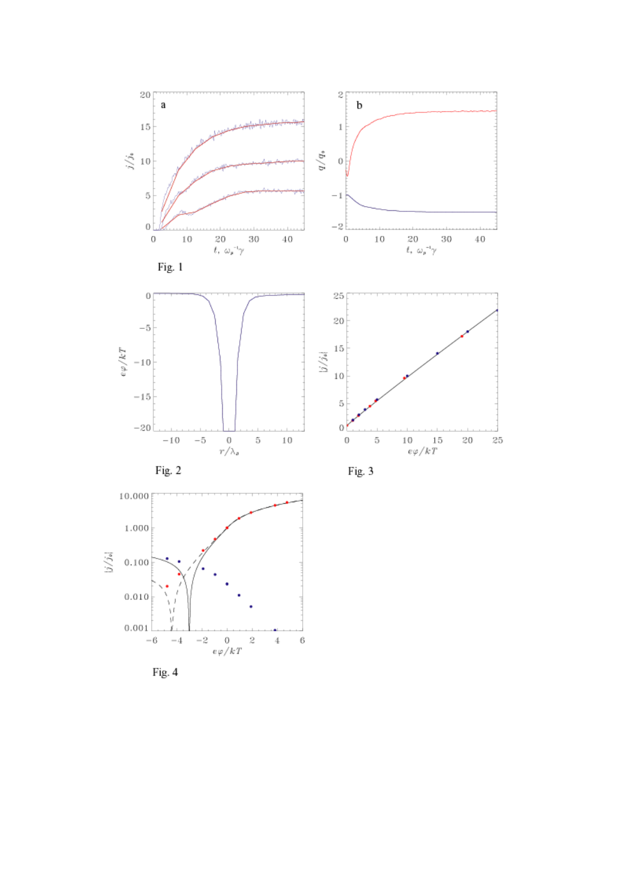Fig. 1

Fig. 2

Fig. 3

Fig. 4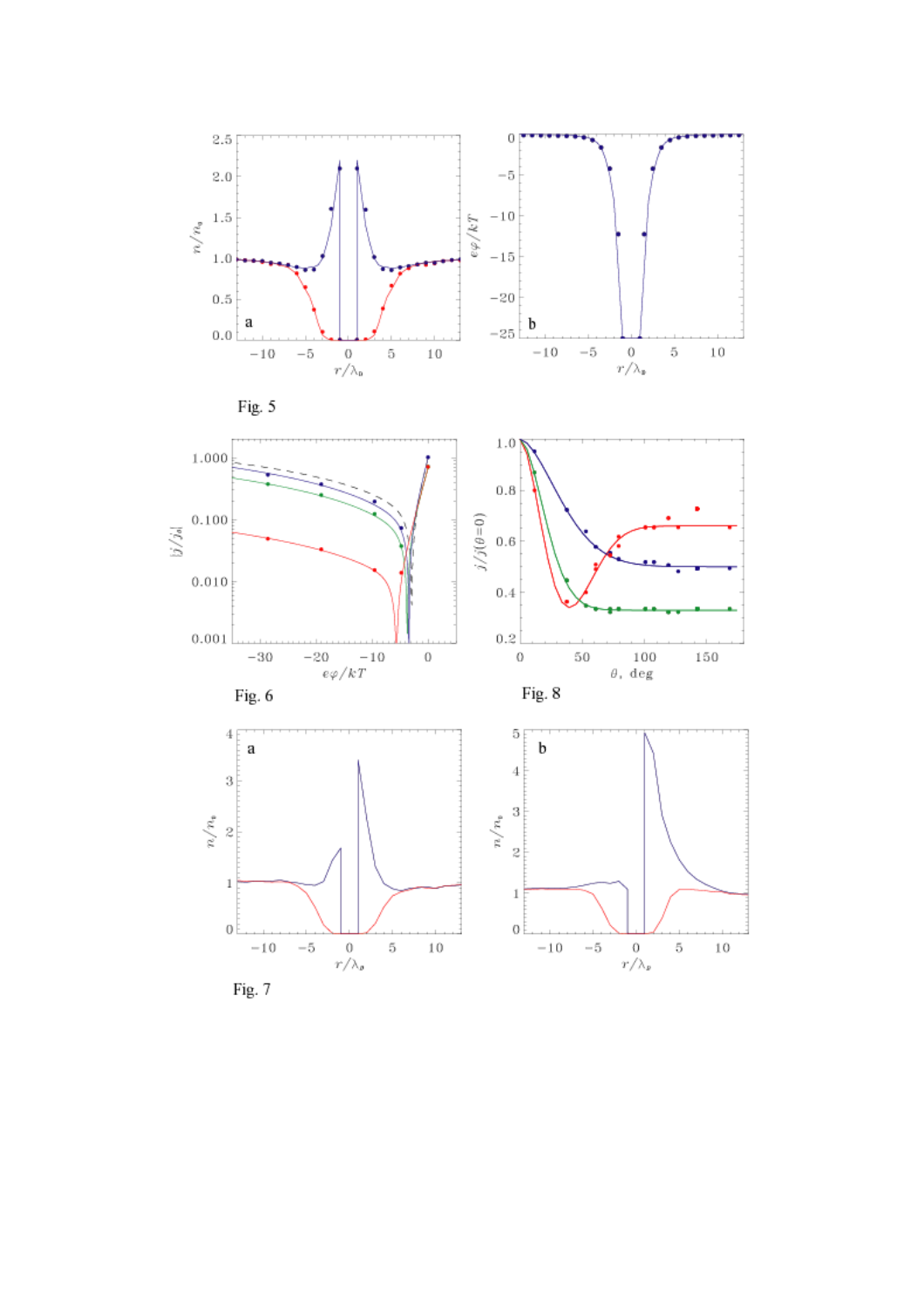Fig. 5

Fig. 6

Fig. 8

Fig. 7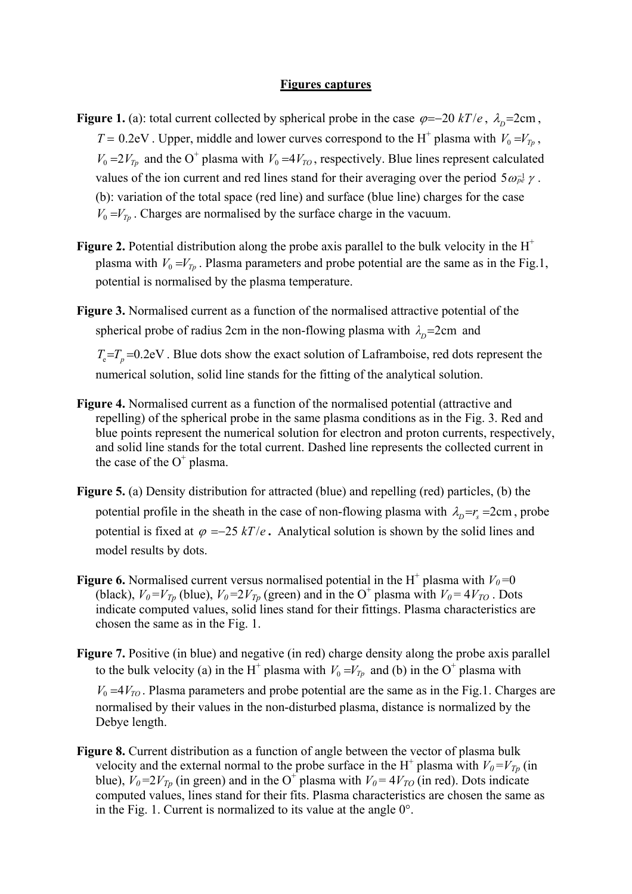## Figures captures

**Figure 1.** (a): total current collected by spherical probe in the case $\varphi = -20\ kT/e$, $\lambda_D = 2\text{cm}$, $T = 0.2\text{eV}$. Upper, middle and lower curves correspond to the $H^+$ plasma with $V_0 = V_{Tp}$, $V_0 = 2V_{Tp}$ and the $O^+$ plasma with $V_0 = 4V_{TO}$, respectively. Blue lines represent calculated values of the ion current and red lines stand for their averaging over the period $5\omega_{pe}^{-1}\gamma$. (b): variation of the total space (red line) and surface (blue line) charges for the case $V_0 = V_{Tp}$. Charges are normalised by the surface charge in the vacuum.

**Figure 2.** Potential distribution along the probe axis parallel to the bulk velocity in the $H^+$ plasma with $V_0 = V_{Tp}$. Plasma parameters and probe potential are the same as in the Fig.1, potential is normalised by the plasma temperature.

**Figure 3.** Normalised current as a function of the normalised attractive potential of the spherical probe of radius 2cm in the non-flowing plasma with $\lambda_D = 2\text{cm}$ and $T_e = T_p = 0.2\text{eV}$. Blue dots show the exact solution of Laframboise, red dots represent the numerical solution, solid line stands for the fitting of the analytical solution.

**Figure 4.** Normalised current as a function of the normalised potential (attractive and repelling) of the spherical probe in the same plasma conditions as in the Fig. 3. Red and blue points represent the numerical solution for electron and proton currents, respectively, and solid line stands for the total current. Dashed line represents the collected current in the case of the $O^+$ plasma.

**Figure 5.** (a) Density distribution for attracted (blue) and repelling (red) particles, (b) the potential profile in the sheath in the case of non-flowing plasma with $\lambda_D = r_s = 2\text{cm}$, probe potential is fixed at $\varphi = -25\ kT/e$. Analytical solution is shown by the solid lines and model results by dots.

**Figure 6.** Normalised current versus normalised potential in the $H^+$ plasma with $V_0 = 0$ (black), $V_0 = V_{Tp}$ (blue), $V_0 = 2V_{Tp}$ (green) and in the $O^+$ plasma with $V_0 = 4V_{TO}$. Dots indicate computed values, solid lines stand for their fittings. Plasma characteristics are chosen the same as in the Fig. 1.

**Figure 7.** Positive (in blue) and negative (in red) charge density along the probe axis parallel to the bulk velocity (a) in the $H^+$ plasma with $V_0 = V_{Tp}$ and (b) in the $O^+$ plasma with $V_0 = 4V_{TO}$. Plasma parameters and probe potential are the same as in the Fig.1. Charges are normalised by their values in the non-disturbed plasma, distance is normalized by the Debye length.

**Figure 8.** Current distribution as a function of angle between the vector of plasma bulk velocity and the external normal to the probe surface in the $H^+$ plasma with $V_0 = V_{Tp}$ (in blue), $V_0 = 2V_{Tp}$ (in green) and in the $O^+$ plasma with $V_0 = 4V_{TO}$ (in red). Dots indicate computed values, lines stand for their fits. Plasma characteristics are chosen the same as in the Fig. 1. Current is normalized to its value at the angle 0°.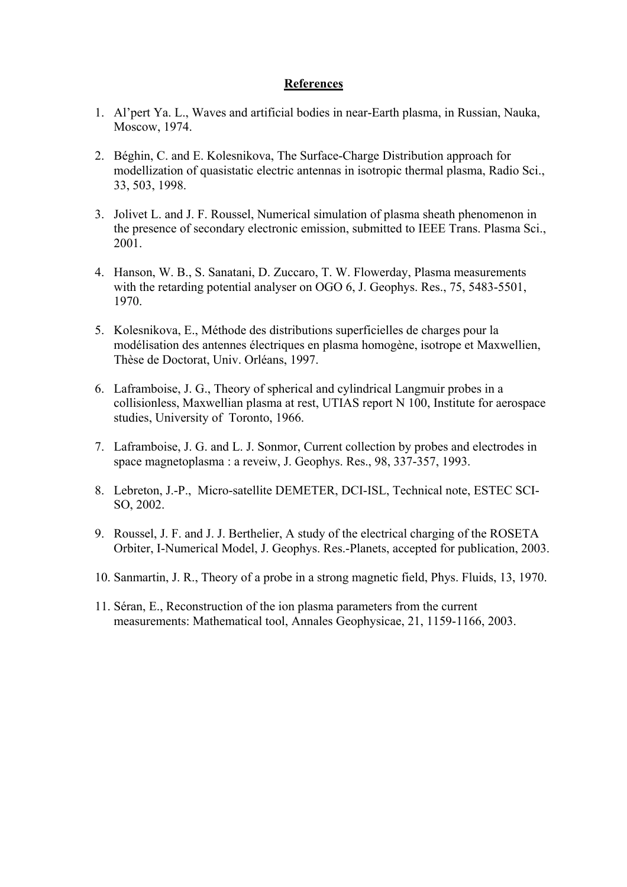## References

1. Al'pert Ya. L., Waves and artificial bodies in near-Earth plasma, in Russian, Nauka, Moscow, 1974.

2. Béghin, C. and E. Kolesnikova, The Surface-Charge Distribution approach for modellization of quasistatic electric antennas in isotropic thermal plasma, Radio Sci., 33, 503, 1998.

3. Jolivet L. and J. F. Roussel, Numerical simulation of plasma sheath phenomenon in the presence of secondary electronic emission, submitted to IEEE Trans. Plasma Sci., 2001.

4. Hanson, W. B., S. Sanatani, D. Zuccaro, T. W. Flowerday, Plasma measurements with the retarding potential analyser on OGO 6, J. Geophys. Res., 75, 5483-5501, 1970.

5. Kolesnikova, E., Méthode des distributions superficielles de charges pour la modélisation des antennes électriques en plasma homogène, isotrope et Maxwellien, Thèse de Doctorat, Univ. Orléans, 1997.

6. Laframboise, J. G., Theory of spherical and cylindrical Langmuir probes in a collisionless, Maxwellian plasma at rest, UTIAS report N 100, Institute for aerospace studies, University of Toronto, 1966.

7. Laframboise, J. G. and L. J. Sonmor, Current collection by probes and electrodes in space magnetoplasma : a reveiw, J. Geophys. Res., 98, 337-357, 1993.

8. Lebreton, J.-P., Micro-satellite DEMETER, DCI-ISL, Technical note, ESTEC SCI-SO, 2002.

9. Roussel, J. F. and J. J. Berthelier, A study of the electrical charging of the ROSETA Orbiter, I-Numerical Model, J. Geophys. Res.-Planets, accepted for publication, 2003.

10. Sanmartin, J. R., Theory of a probe in a strong magnetic field, Phys. Fluids, 13, 1970.

11. Séran, E., Reconstruction of the ion plasma parameters from the current measurements: Mathematical tool, Annales Geophysicae, 21, 1159-1166, 2003.